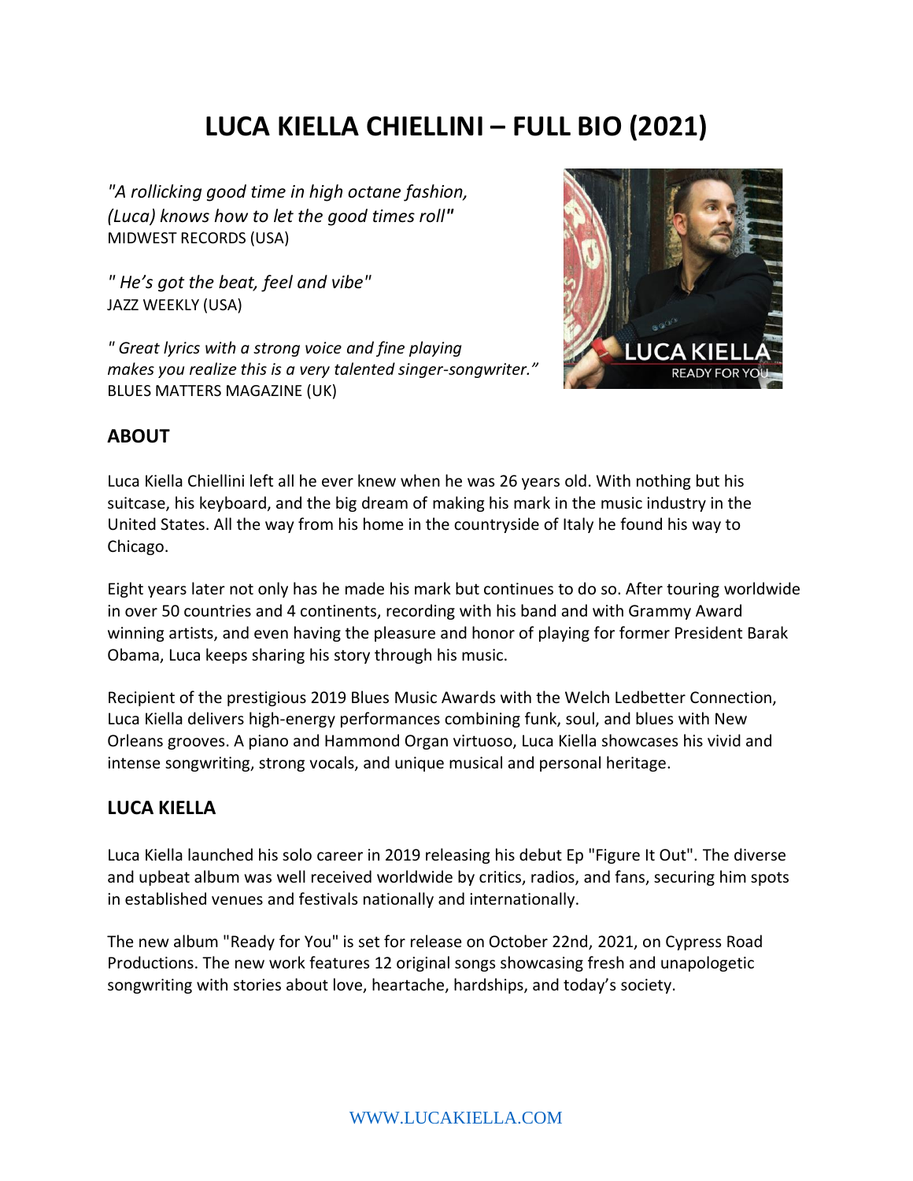# LUCA KIELLA CHIELLINI – FULL BIO (2021)

*"A rollicking good time in high octane fashion, (Luca) knows how to let the good times roll"*
MIDWEST RECORDS (USA)

*" He's got the beat, feel and vibe"*
JAZZ WEEKLY (USA)

*" Great lyrics with a strong voice and fine playing makes you realize this is a very talented singer-songwriter."*
BLUES MATTERS MAGAZINE (UK)

## ABOUT

Luca Kiella Chiellini left all he ever knew when he was 26 years old. With nothing but his suitcase, his keyboard, and the big dream of making his mark in the music industry in the United States. All the way from his home in the countryside of Italy he found his way to Chicago.

Eight years later not only has he made his mark but continues to do so. After touring worldwide in over 50 countries and 4 continents, recording with his band and with Grammy Award winning artists, and even having the pleasure and honor of playing for former President Barak Obama, Luca keeps sharing his story through his music.

Recipient of the prestigious 2019 Blues Music Awards with the Welch Ledbetter Connection, Luca Kiella delivers high-energy performances combining funk, soul, and blues with New Orleans grooves. A piano and Hammond Organ virtuoso, Luca Kiella showcases his vivid and intense songwriting, strong vocals, and unique musical and personal heritage.

## LUCA KIELLA

Luca Kiella launched his solo career in 2019 releasing his debut Ep "Figure It Out". The diverse and upbeat album was well received worldwide by critics, radios, and fans, securing him spots in established venues and festivals nationally and internationally.

The new album "Ready for You" is set for release on October 22nd, 2021, on Cypress Road Productions. The new work features 12 original songs showcasing fresh and unapologetic songwriting with stories about love, heartache, hardships, and today's society.

WWW.LUCAKIELLA.COM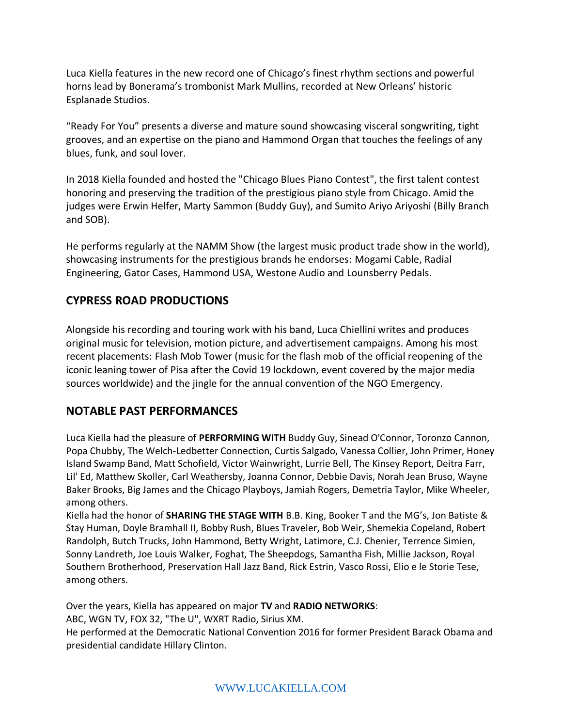Luca Kiella features in the new record one of Chicago's finest rhythm sections and powerful horns lead by Bonerama's trombonist Mark Mullins, recorded at New Orleans' historic Esplanade Studios.

"Ready For You" presents a diverse and mature sound showcasing visceral songwriting, tight grooves, and an expertise on the piano and Hammond Organ that touches the feelings of any blues, funk, and soul lover.

In 2018 Kiella founded and hosted the "Chicago Blues Piano Contest", the first talent contest honoring and preserving the tradition of the prestigious piano style from Chicago. Amid the judges were Erwin Helfer, Marty Sammon (Buddy Guy), and Sumito Ariyo Ariyoshi (Billy Branch and SOB).

He performs regularly at the NAMM Show (the largest music product trade show in the world), showcasing instruments for the prestigious brands he endorses: Mogami Cable, Radial Engineering, Gator Cases, Hammond USA, Westone Audio and Lounsberry Pedals.

## CYPRESS ROAD PRODUCTIONS

Alongside his recording and touring work with his band, Luca Chiellini writes and produces original music for television, motion picture, and advertisement campaigns. Among his most recent placements: Flash Mob Tower (music for the flash mob of the official reopening of the iconic leaning tower of Pisa after the Covid 19 lockdown, event covered by the major media sources worldwide) and the jingle for the annual convention of the NGO Emergency.

## NOTABLE PAST PERFORMANCES

Luca Kiella had the pleasure of **PERFORMING WITH** Buddy Guy, Sinead O'Connor, Toronzo Cannon, Popa Chubby, The Welch-Ledbetter Connection, Curtis Salgado, Vanessa Collier, John Primer, Honey Island Swamp Band, Matt Schofield, Victor Wainwright, Lurrie Bell, The Kinsey Report, Deitra Farr, Lil' Ed, Matthew Skoller, Carl Weathersby, Joanna Connor, Debbie Davis, Norah Jean Bruso, Wayne Baker Brooks, Big James and the Chicago Playboys, Jamiah Rogers, Demetria Taylor, Mike Wheeler, among others.

Kiella had the honor of **SHARING THE STAGE WITH** B.B. King, Booker T and the MG's, Jon Batiste & Stay Human, Doyle Bramhall II, Bobby Rush, Blues Traveler, Bob Weir, Shemekia Copeland, Robert Randolph, Butch Trucks, John Hammond, Betty Wright, Latimore, C.J. Chenier, Terrence Simien, Sonny Landreth, Joe Louis Walker, Foghat, The Sheepdogs, Samantha Fish, Millie Jackson, Royal Southern Brotherhood, Preservation Hall Jazz Band, Rick Estrin, Vasco Rossi, Elio e le Storie Tese, among others.

Over the years, Kiella has appeared on major **TV** and **RADIO NETWORKS**:
ABC, WGN TV, FOX 32, "The U", WXRT Radio, Sirius XM.
He performed at the Democratic National Convention 2016 for former President Barack Obama and presidential candidate Hillary Clinton.

WWW.LUCAKIELLA.COM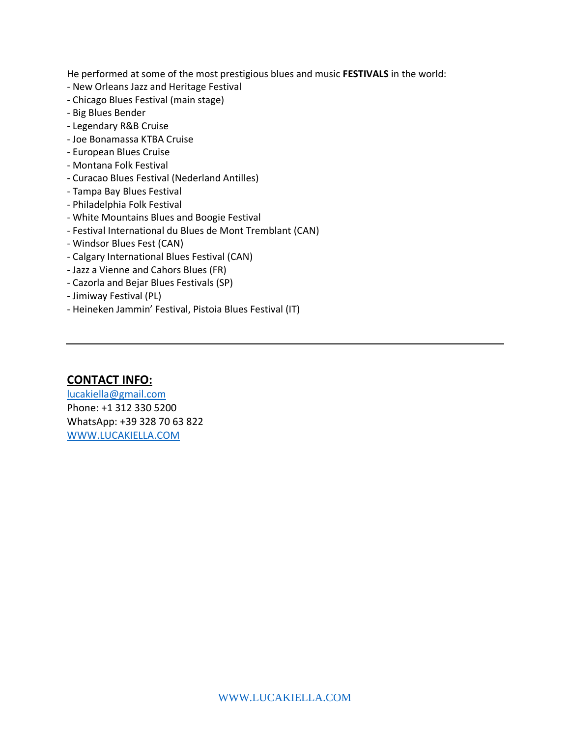He performed at some of the most prestigious blues and music **FESTIVALS** in the world:

- New Orleans Jazz and Heritage Festival
- Chicago Blues Festival (main stage)
- Big Blues Bender
- Legendary R&B Cruise
- Joe Bonamassa KTBA Cruise
- European Blues Cruise
- Montana Folk Festival
- Curacao Blues Festival (Nederland Antilles)
- Tampa Bay Blues Festival
- Philadelphia Folk Festival
- White Mountains Blues and Boogie Festival
- Festival International du Blues de Mont Tremblant (CAN)
- Windsor Blues Fest (CAN)
- Calgary International Blues Festival (CAN)
- Jazz a Vienne and Cahors Blues (FR)
- Cazorla and Bejar Blues Festivals (SP)
- Jimiway Festival (PL)
- Heineken Jammin' Festival, Pistoia Blues Festival (IT)

---

## **CONTACT INFO:**

lucakiella@gmail.com
Phone: +1 312 330 5200
WhatsApp: +39 328 70 63 822
WWW.LUCAKIELLA.COM